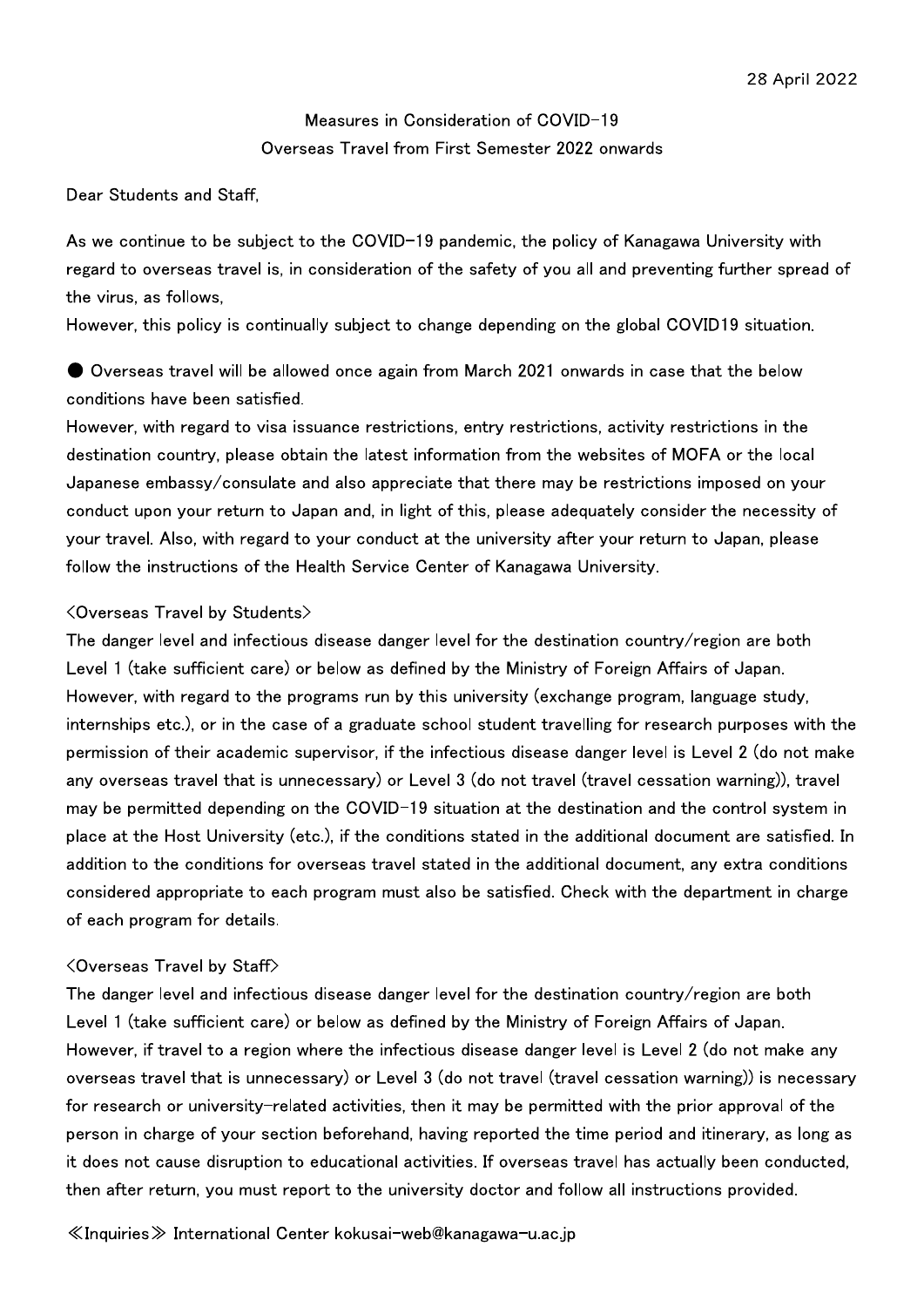28 April 2022

# Measures in Consideration of COVID-19
## Overseas Travel from First Semester 2022 onwards

Dear Students and Staff,

As we continue to be subject to the COVID-19 pandemic, the policy of Kanagawa University with regard to overseas travel is, in consideration of the safety of you all and preventing further spread of the virus, as follows,

However, this policy is continually subject to change depending on the global COVID19 situation.

● Overseas travel will be allowed once again from March 2021 onwards in case that the below conditions have been satisfied.

However, with regard to visa issuance restrictions, entry restrictions, activity restrictions in the destination country, please obtain the latest information from the websites of MOFA or the local Japanese embassy/consulate and also appreciate that there may be restrictions imposed on your conduct upon your return to Japan and, in light of this, please adequately consider the necessity of your travel. Also, with regard to your conduct at the university after your return to Japan, please follow the instructions of the Health Service Center of Kanagawa University.

<Overseas Travel by Students>

The danger level and infectious disease danger level for the destination country/region are both Level 1 (take sufficient care) or below as defined by the Ministry of Foreign Affairs of Japan. However, with regard to the programs run by this university (exchange program, language study, internships etc.), or in the case of a graduate school student travelling for research purposes with the permission of their academic supervisor, if the infectious disease danger level is Level 2 (do not make any overseas travel that is unnecessary) or Level 3 (do not travel (travel cessation warning)), travel may be permitted depending on the COVID-19 situation at the destination and the control system in place at the Host University (etc.), if the conditions stated in the additional document are satisfied. In addition to the conditions for overseas travel stated in the additional document, any extra conditions considered appropriate to each program must also be satisfied. Check with the department in charge of each program for details.

<Overseas Travel by Staff>

The danger level and infectious disease danger level for the destination country/region are both Level 1 (take sufficient care) or below as defined by the Ministry of Foreign Affairs of Japan. However, if travel to a region where the infectious disease danger level is Level 2 (do not make any overseas travel that is unnecessary) or Level 3 (do not travel (travel cessation warning)) is necessary for research or university-related activities, then it may be permitted with the prior approval of the person in charge of your section beforehand, having reported the time period and itinerary, as long as it does not cause disruption to educational activities. If overseas travel has actually been conducted, then after return, you must report to the university doctor and follow all instructions provided.

≪Inquiries≫ International Center kokusai-web@kanagawa-u.ac.jp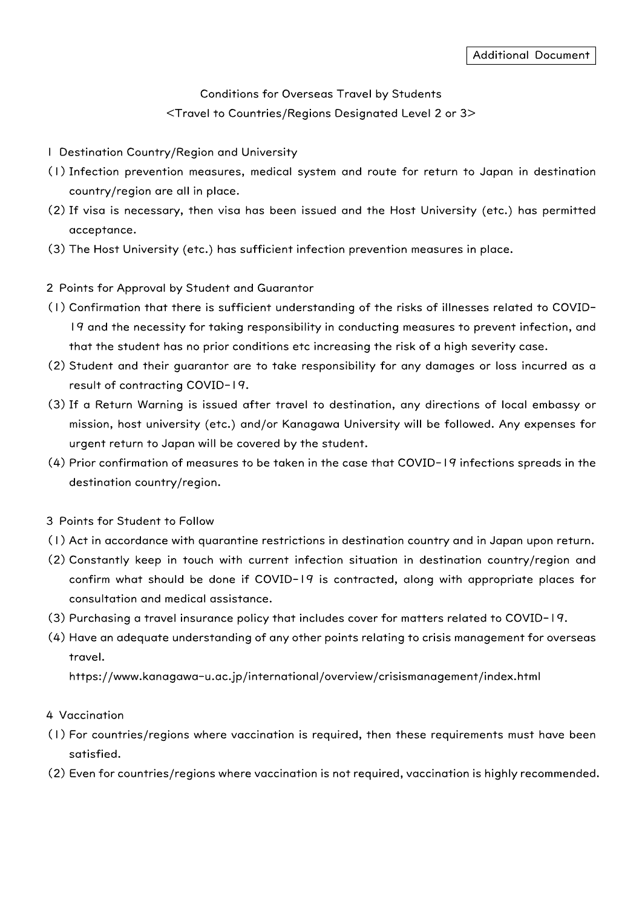Additional Document

# Conditions for Overseas Travel by Students

## <Travel to Countries/Regions Designated Level 2 or 3>

1 Destination Country/Region and University

(1) Infection prevention measures, medical system and route for return to Japan in destination country/region are all in place.

(2) If visa is necessary, then visa has been issued and the Host University (etc.) has permitted acceptance.

(3) The Host University (etc.) has sufficient infection prevention measures in place.

2 Points for Approval by Student and Guarantor

(1) Confirmation that there is sufficient understanding of the risks of illnesses related to COVID-19 and the necessity for taking responsibility in conducting measures to prevent infection, and that the student has no prior conditions etc increasing the risk of a high severity case.

(2) Student and their guarantor are to take responsibility for any damages or loss incurred as a result of contracting COVID-19.

(3) If a Return Warning is issued after travel to destination, any directions of local embassy or mission, host university (etc.) and/or Kanagawa University will be followed. Any expenses for urgent return to Japan will be covered by the student.

(4) Prior confirmation of measures to be taken in the case that COVID-19 infections spreads in the destination country/region.

3 Points for Student to Follow

(1) Act in accordance with quarantine restrictions in destination country and in Japan upon return.

(2) Constantly keep in touch with current infection situation in destination country/region and confirm what should be done if COVID-19 is contracted, along with appropriate places for consultation and medical assistance.

(3) Purchasing a travel insurance policy that includes cover for matters related to COVID-19.

(4) Have an adequate understanding of any other points relating to crisis management for overseas travel.
https://www.kanagawa-u.ac.jp/international/overview/crisismanagement/index.html

4 Vaccination

(1) For countries/regions where vaccination is required, then these requirements must have been satisfied.

(2) Even for countries/regions where vaccination is not required, vaccination is highly recommended.